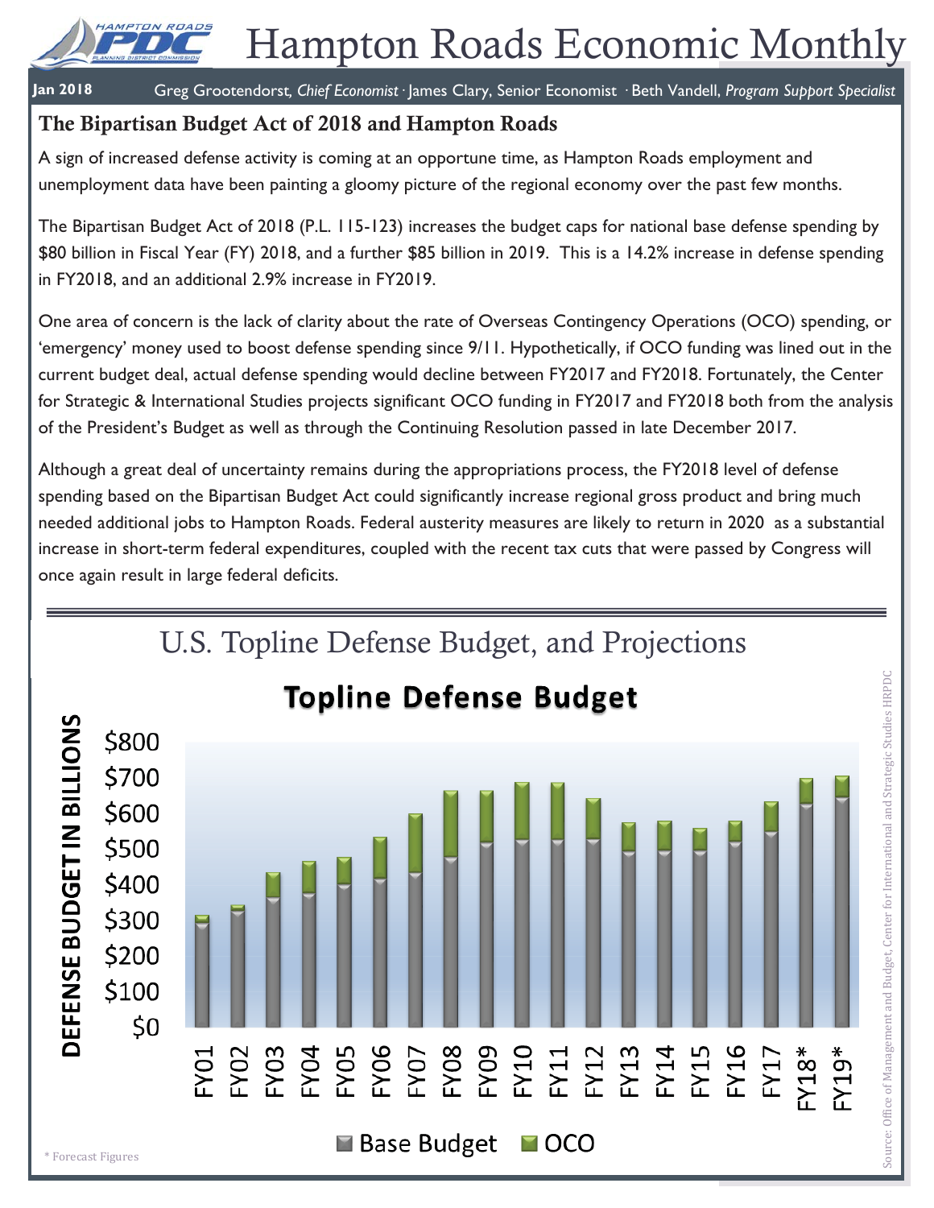# Hampton Roads Economic Monthly

**Jan 2018** Greg Grootendorst, *Chief Economist* · James Clary, Senior Economist · Beth Vandell, *Program Support Specialist*

## The Bipartisan Budget Act of 2018 and Hampton Roads

A sign of increased defense activity is coming at an opportune time, as Hampton Roads employment and unemployment data have been painting a gloomy picture of the regional economy over the past few months.

The Bipartisan Budget Act of 2018 (P.L. 115-123) increases the budget caps for national base defense spending by $80 billion in Fiscal Year (FY) 2018, and a further $85 billion in 2019. This is a 14.2% increase in defense spending in FY2018, and an additional 2.9% increase in FY2019.

One area of concern is the lack of clarity about the rate of Overseas Contingency Operations (OCO) spending, or 'emergency' money used to boost defense spending since 9/11. Hypothetically, if OCO funding was lined out in the current budget deal, actual defense spending would decline between FY2017 and FY2018. Fortunately, the Center for Strategic & International Studies projects significant OCO funding in FY2017 and FY2018 both from the analysis of the President's Budget as well as through the Continuing Resolution passed in late December 2017.

Although a great deal of uncertainty remains during the appropriations process, the FY2018 level of defense spending based on the Bipartisan Budget Act could significantly increase regional gross product and bring much needed additional jobs to Hampton Roads. Federal austerity measures are likely to return in 2020 as a substantial increase in short-term federal expenditures, coupled with the recent tax cuts that were passed by Congress will once again result in large federal deficits.

## U.S. Topline Defense Budget, and Projections

**Topline Defense Budget**

Defense Budget in Billions ($0–$800), FY01–FY19*; Base Budget and OCO.

\* Forecast Figures

Source: Office of Management and Budget, Center for International and Strategic Studies HRPDC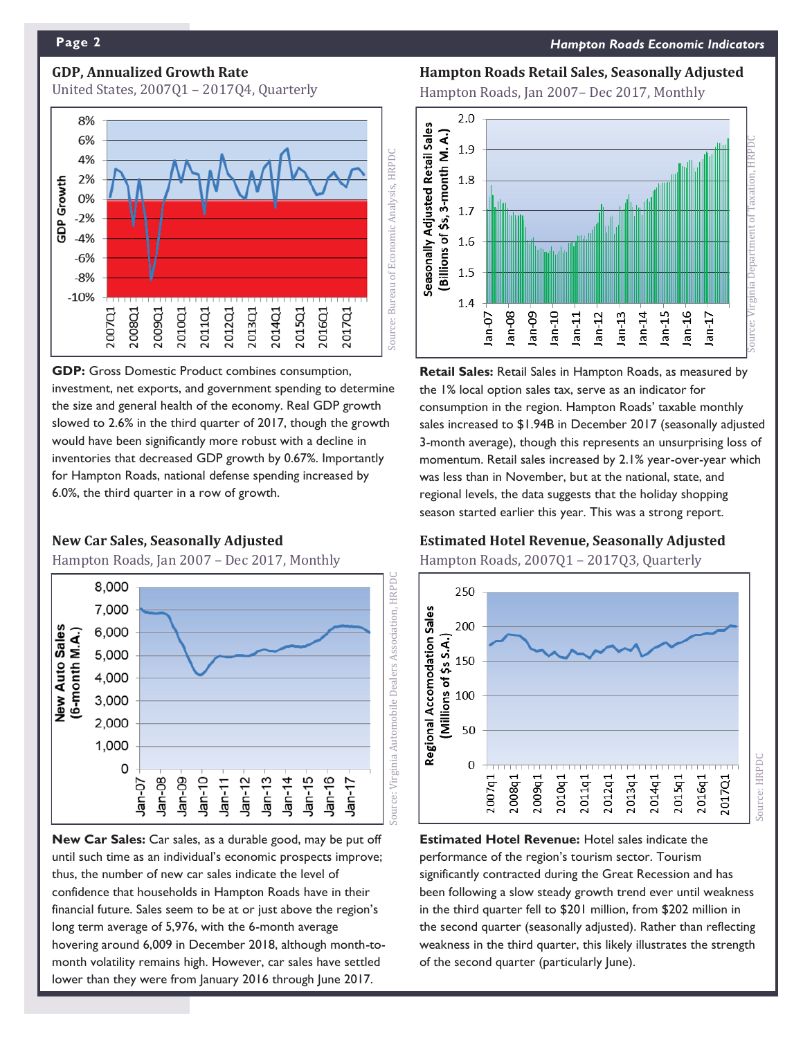## GDP, Annualized Growth Rate

United States, 2007Q1 – 2017Q4, Quarterly

Source: Bureau of Economic Analysis, HRPDC

**GDP:** Gross Domestic Product combines consumption, investment, net exports, and government spending to determine the size and general health of the economy. Real GDP growth slowed to 2.6% in the third quarter of 2017, though the growth would have been significantly more robust with a decline in inventories that decreased GDP growth by 0.67%. Importantly for Hampton Roads, national defense spending increased by 6.0%, the third quarter in a row of growth.

## Hampton Roads Retail Sales, Seasonally Adjusted

Hampton Roads, Jan 2007– Dec 2017, Monthly

Source: Virginia Department of Taxation, HRPDC

**Retail Sales:** Retail Sales in Hampton Roads, as measured by the 1% local option sales tax, serve as an indicator for consumption in the region. Hampton Roads' taxable monthly sales increased to $1.94B in December 2017 (seasonally adjusted 3-month average), though this represents an unsurprising loss of momentum. Retail sales increased by 2.1% year-over-year which was less than in November, but at the national, state, and regional levels, the data suggests that the holiday shopping season started earlier this year. This was a strong report.

## New Car Sales, Seasonally Adjusted

Hampton Roads, Jan 2007 – Dec 2017, Monthly

Source: Virginia Automobile Dealers Association, HRPDC

**New Car Sales:** Car sales, as a durable good, may be put off until such time as an individual's economic prospects improve; thus, the number of new car sales indicate the level of confidence that households in Hampton Roads have in their financial future. Sales seem to be at or just above the region's long term average of 5,976, with the 6-month average hovering around 6,009 in December 2018, although month-to-month volatility remains high. However, car sales have settled lower than they were from January 2016 through June 2017.

## Estimated Hotel Revenue, Seasonally Adjusted

Hampton Roads, 2007Q1 – 2017Q3, Quarterly

Source: HRPDC

**Estimated Hotel Revenue:** Hotel sales indicate the performance of the region's tourism sector. Tourism significantly contracted during the Great Recession and has been following a slow steady growth trend ever until weakness in the third quarter fell to $201 million, from $202 million in the second quarter (seasonally adjusted). Rather than reflecting weakness in the third quarter, this likely illustrates the strength of the second quarter (particularly June).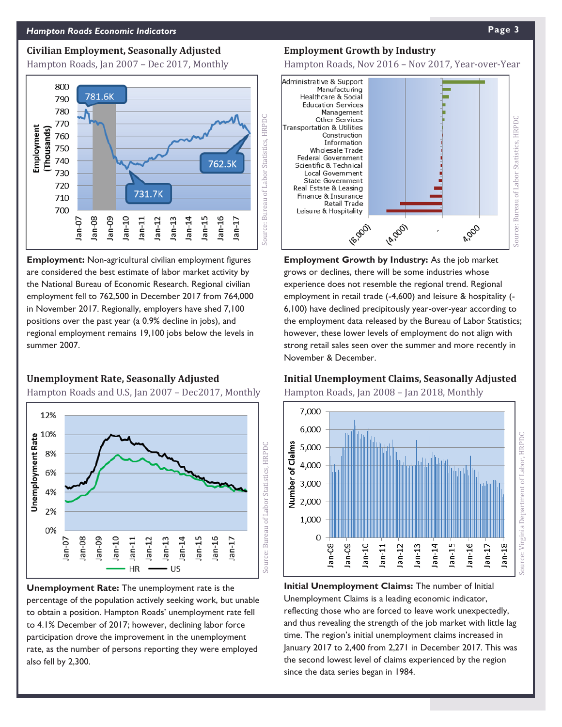## Civilian Employment, Seasonally Adjusted

Hampton Roads, Jan 2007 – Dec 2017, Monthly

**Employment:** Non-agricultural civilian employment figures are considered the best estimate of labor market activity by the National Bureau of Economic Research. Regional civilian employment fell to 762,500 in December 2017 from 764,000 in November 2017. Regionally, employers have shed 7,100 positions over the past year (a 0.9% decline in jobs), and regional employment remains 19,100 jobs below the levels in summer 2007.

## Employment Growth by Industry

Hampton Roads, Nov 2016 – Nov 2017, Year-over-Year

**Employment Growth by Industry:** As the job market grows or declines, there will be some industries whose experience does not resemble the regional trend. Regional employment in retail trade (-4,600) and leisure & hospitality (-6,100) have declined precipitously year-over-year according to the employment data released by the Bureau of Labor Statistics; however, these lower levels of employment do not align with strong retail sales seen over the summer and more recently in November & December.

## Unemployment Rate, Seasonally Adjusted

Hampton Roads and U.S, Jan 2007 – Dec2017, Monthly

**Unemployment Rate:** The unemployment rate is the percentage of the population actively seeking work, but unable to obtain a position. Hampton Roads' unemployment rate fell to 4.1% December of 2017; however, declining labor force participation drove the improvement in the unemployment rate, as the number of persons reporting they were employed also fell by 2,300.

## Initial Unemployment Claims, Seasonally Adjusted

Hampton Roads, Jan 2008 – Jan 2018, Monthly

**Initial Unemployment Claims:** The number of Initial Unemployment Claims is a leading economic indicator, reflecting those who are forced to leave work unexpectedly, and thus revealing the strength of the job market with little lag time. The region's initial unemployment claims increased in January 2017 to 2,400 from 2,271 in December 2017. This was the second lowest level of claims experienced by the region since the data series began in 1984.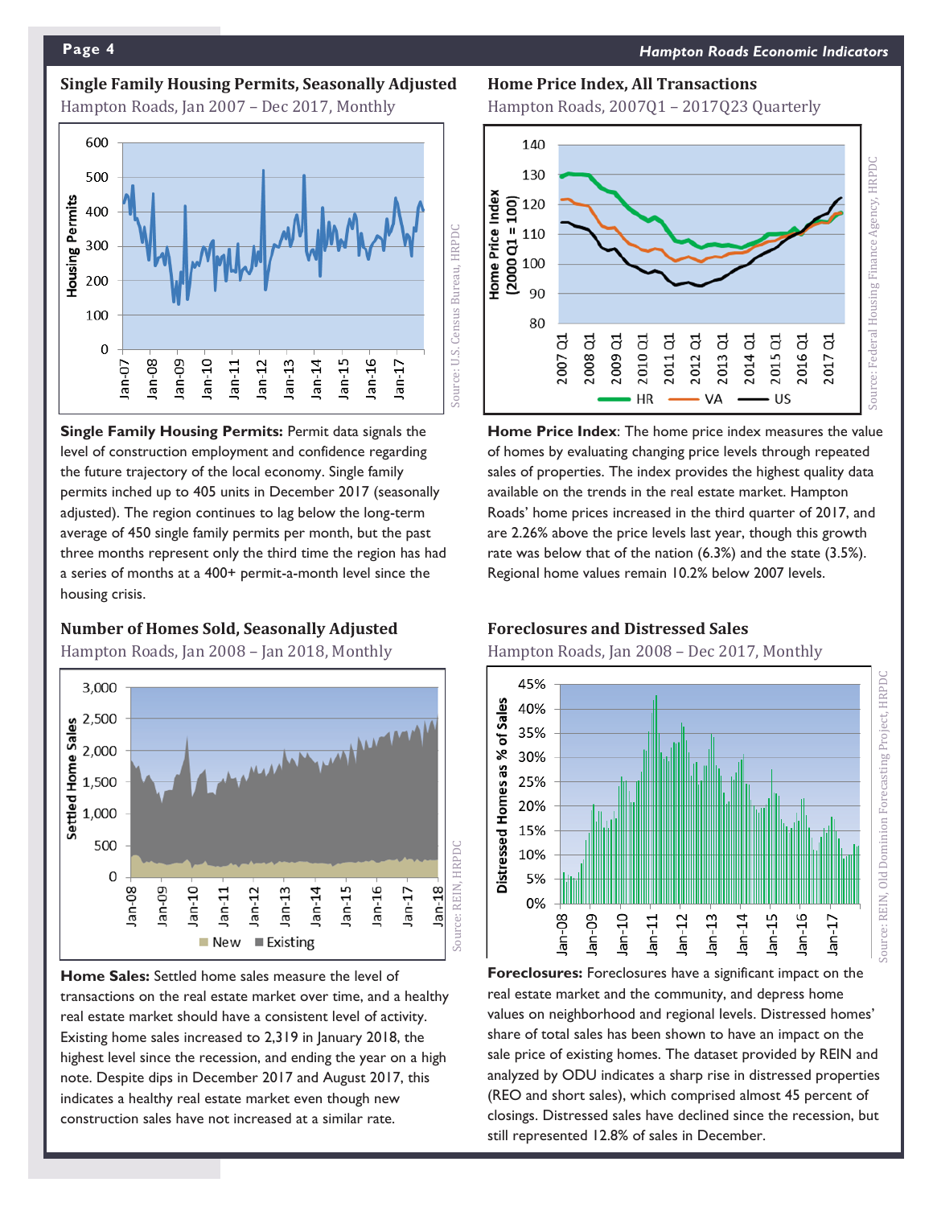## Single Family Housing Permits, Seasonally Adjusted

Hampton Roads, Jan 2007 – Dec 2017, Monthly

Housing Permits

600
500
400
300
200
100
0

Jan-07 Jan-08 Jan-09 Jan-10 Jan-11 Jan-12 Jan-13 Jan-14 Jan-15 Jan-16 Jan-17

Source: U.S. Census Bureau, HRPDC

**Single Family Housing Permits:** Permit data signals the level of construction employment and confidence regarding the future trajectory of the local economy. Single family permits inched up to 405 units in December 2017 (seasonally adjusted). The region continues to lag below the long-term average of 450 single family permits per month, but the past three months represent only the third time the region has had a series of months at a 400+ permit-a-month level since the housing crisis.

## Home Price Index, All Transactions

Hampton Roads, 2007Q1 – 2017Q23 Quarterly

Home Price Index (2000 Q1 = 100)

140
130
120
110
100
90
80

2007 Q1 2008 Q1 2009 Q1 2010 Q1 2011 Q1 2012 Q1 2013 Q1 2014 Q1 2015 Q1 2016 Q1 2017 Q1

HR VA US

Source: Federal Housing Finance Agency, HRPDC

**Home Price Index**: The home price index measures the value of homes by evaluating changing price levels through repeated sales of properties. The index provides the highest quality data available on the trends in the real estate market. Hampton Roads' home prices increased in the third quarter of 2017, and are 2.26% above the price levels last year, though this growth rate was below that of the nation (6.3%) and the state (3.5%). Regional home values remain 10.2% below 2007 levels.

## Number of Homes Sold, Seasonally Adjusted

Hampton Roads, Jan 2008 – Jan 2018, Monthly

Settled Home Sales

3,000
2,500
2,000
1,500
1,000
500
0

Jan-08 Jan-09 Jan-10 Jan-11 Jan-12 Jan-13 Jan-14 Jan-15 Jan-16 Jan-17 Jan-18

New Existing

Source: REIN, HRPDC

**Home Sales:** Settled home sales measure the level of transactions on the real estate market over time, and a healthy real estate market should have a consistent level of activity. Existing home sales increased to 2,319 in January 2018, the highest level since the recession, and ending the year on a high note. Despite dips in December 2017 and August 2017, this indicates a healthy real estate market even though new construction sales have not increased at a similar rate.

## Foreclosures and Distressed Sales

Hampton Roads, Jan 2008 – Dec 2017, Monthly

Distressed Homes as % of Sales

45%
40%
35%
30%
25%
20%
15%
10%
5%
0%

Jan-08 Jan-09 Jan-10 Jan-11 Jan-12 Jan-13 Jan-14 Jan-15 Jan-16 Jan-17

Source: REIN, Old Dominion Forecasting Project, HRPDC

**Foreclosures:** Foreclosures have a significant impact on the real estate market and the community, and depress home values on neighborhood and regional levels. Distressed homes' share of total sales has been shown to have an impact on the sale price of existing homes. The dataset provided by REIN and analyzed by ODU indicates a sharp rise in distressed properties (REO and short sales), which comprised almost 45 percent of closings. Distressed sales have declined since the recession, but still represented 12.8% of sales in December.